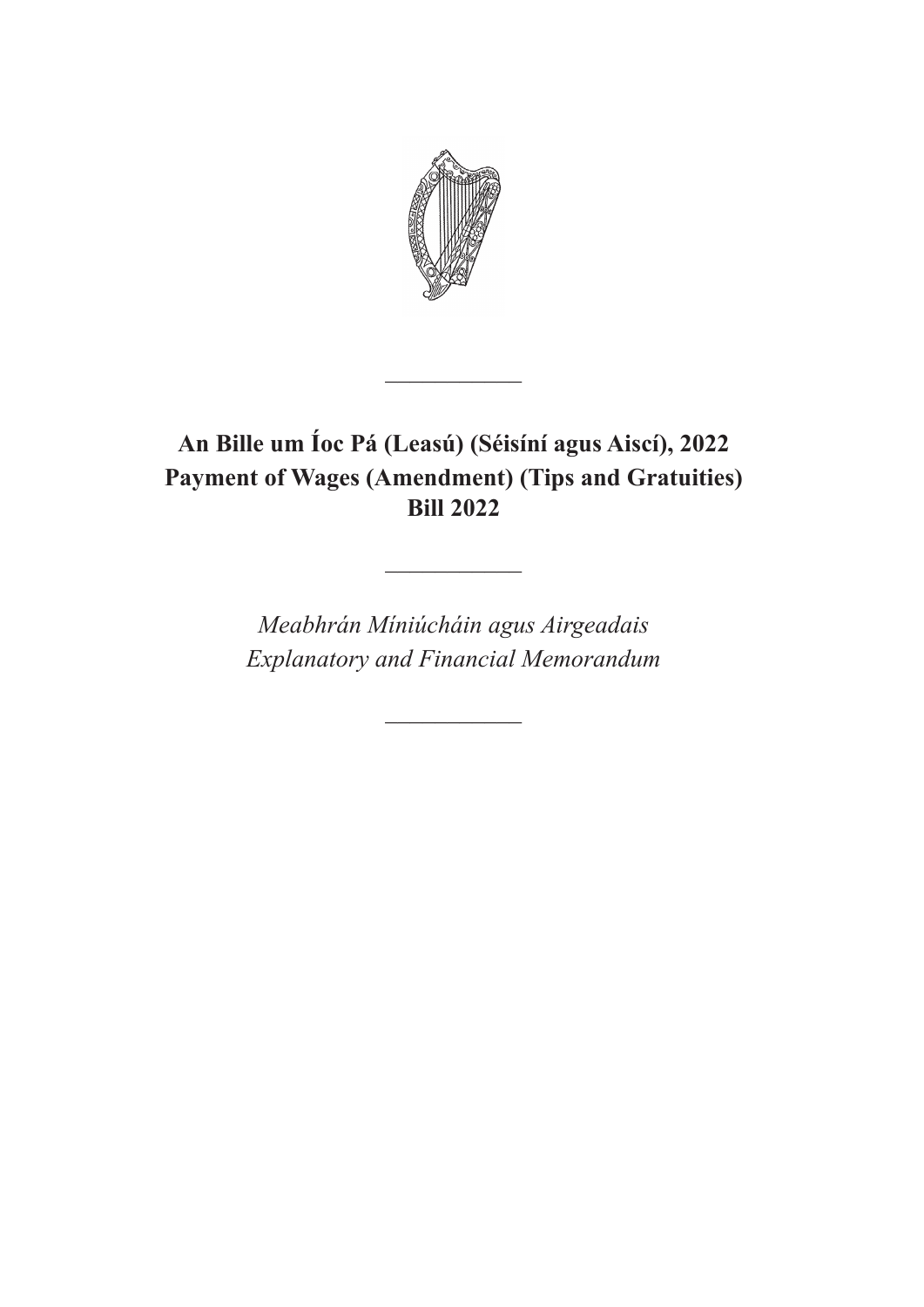# An Bille um Íoc Pá (Leasú) (Séisíní agus Aiscí), 2022
# Payment of Wages (Amendment) (Tips and Gratuities) Bill 2022

*Meabhrán Míniúcháin agus Airgeadais*
*Explanatory and Financial Memorandum*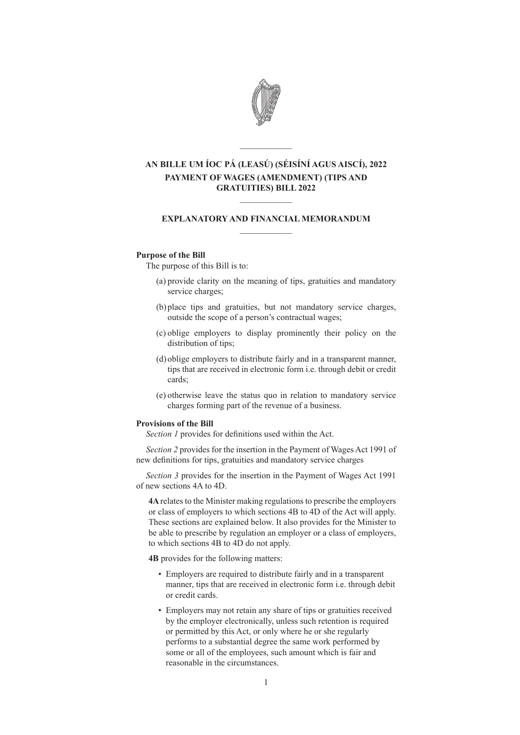## AN BILLE UM ÍOC PÁ (LEASÚ) (SÉISÍNÍ AGUS AISCÍ), 2022

## PAYMENT OF WAGES (AMENDMENT) (TIPS AND GRATUITIES) BILL 2022

### EXPLANATORY AND FINANCIAL MEMORANDUM

**Purpose of the Bill**

The purpose of this Bill is to:

(a) provide clarity on the meaning of tips, gratuities and mandatory service charges;

(b) place tips and gratuities, but not mandatory service charges, outside the scope of a person's contractual wages;

(c) oblige employers to display prominently their policy on the distribution of tips;

(d) oblige employers to distribute fairly and in a transparent manner, tips that are received in electronic form i.e. through debit or credit cards;

(e) otherwise leave the status quo in relation to mandatory service charges forming part of the revenue of a business.

**Provisions of the Bill**

*Section 1* provides for definitions used within the Act.

*Section 2* provides for the insertion in the Payment of Wages Act 1991 of new definitions for tips, gratuities and mandatory service charges

*Section 3* provides for the insertion in the Payment of Wages Act 1991 of new sections 4A to 4D.

**4A** relates to the Minister making regulations to prescribe the employers or class of employers to which sections 4B to 4D of the Act will apply. These sections are explained below. It also provides for the Minister to be able to prescribe by regulation an employer or a class of employers, to which sections 4B to 4D do not apply.

**4B** provides for the following matters:

- Employers are required to distribute fairly and in a transparent manner, tips that are received in electronic form i.e. through debit or credit cards.
- Employers may not retain any share of tips or gratuities received by the employer electronically, unless such retention is required or permitted by this Act, or only where he or she regularly performs to a substantial degree the same work performed by some or all of the employees, such amount which is fair and reasonable in the circumstances.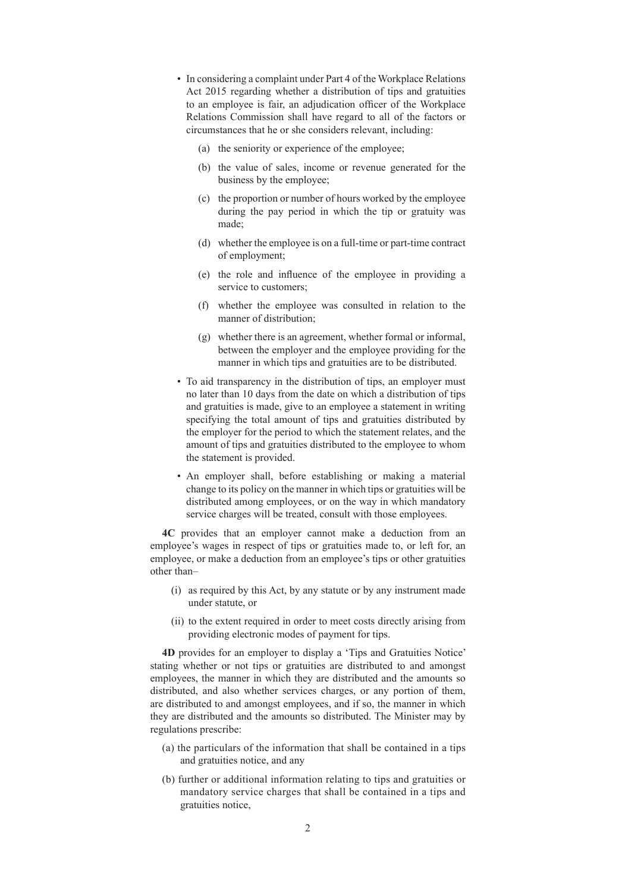- In considering a complaint under Part 4 of the Workplace Relations Act 2015 regarding whether a distribution of tips and gratuities to an employee is fair, an adjudication officer of the Workplace Relations Commission shall have regard to all of the factors or circumstances that he or she considers relevant, including:

  (a) the seniority or experience of the employee;

  (b) the value of sales, income or revenue generated for the business by the employee;

  (c) the proportion or number of hours worked by the employee during the pay period in which the tip or gratuity was made;

  (d) whether the employee is on a full-time or part-time contract of employment;

  (e) the role and influence of the employee in providing a service to customers;

  (f) whether the employee was consulted in relation to the manner of distribution;

  (g) whether there is an agreement, whether formal or informal, between the employer and the employee providing for the manner in which tips and gratuities are to be distributed.

- To aid transparency in the distribution of tips, an employer must no later than 10 days from the date on which a distribution of tips and gratuities is made, give to an employee a statement in writing specifying the total amount of tips and gratuities distributed by the employer for the period to which the statement relates, and the amount of tips and gratuities distributed to the employee to whom the statement is provided.

- An employer shall, before establishing or making a material change to its policy on the manner in which tips or gratuities will be distributed among employees, or on the way in which mandatory service charges will be treated, consult with those employees.

**4C** provides that an employer cannot make a deduction from an employee's wages in respect of tips or gratuities made to, or left for, an employee, or make a deduction from an employee's tips or other gratuities other than–

(i) as required by this Act, by any statute or by any instrument made under statute, or

(ii) to the extent required in order to meet costs directly arising from providing electronic modes of payment for tips.

**4D** provides for an employer to display a 'Tips and Gratuities Notice' stating whether or not tips or gratuities are distributed to and amongst employees, the manner in which they are distributed and the amounts so distributed, and also whether services charges, or any portion of them, are distributed to and amongst employees, and if so, the manner in which they are distributed and the amounts so distributed. The Minister may by regulations prescribe:

(a) the particulars of the information that shall be contained in a tips and gratuities notice, and any

(b) further or additional information relating to tips and gratuities or mandatory service charges that shall be contained in a tips and gratuities notice,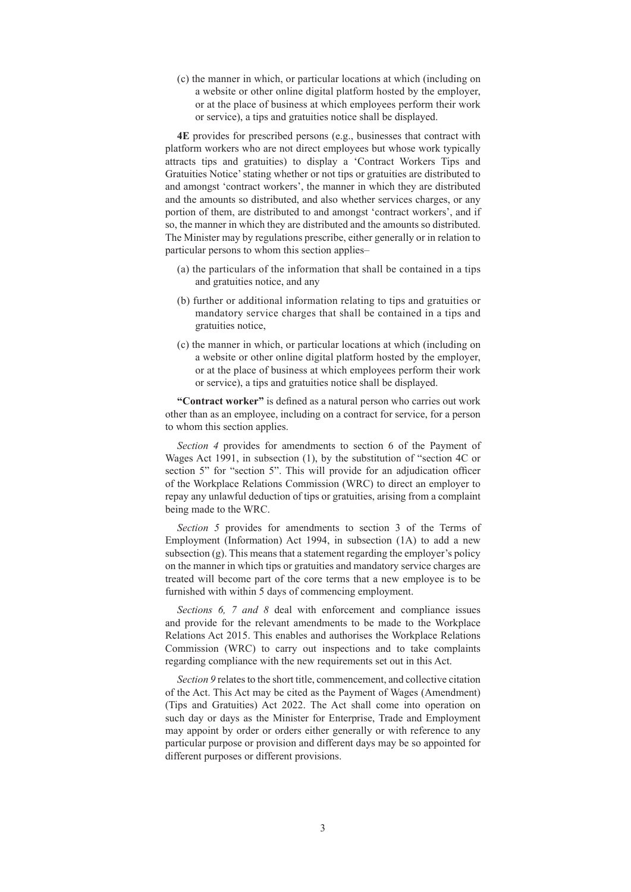(c) the manner in which, or particular locations at which (including on a website or other online digital platform hosted by the employer, or at the place of business at which employees perform their work or service), a tips and gratuities notice shall be displayed.

**4E** provides for prescribed persons (e.g., businesses that contract with platform workers who are not direct employees but whose work typically attracts tips and gratuities) to display a 'Contract Workers Tips and Gratuities Notice' stating whether or not tips or gratuities are distributed to and amongst 'contract workers', the manner in which they are distributed and the amounts so distributed, and also whether services charges, or any portion of them, are distributed to and amongst 'contract workers', and if so, the manner in which they are distributed and the amounts so distributed. The Minister may by regulations prescribe, either generally or in relation to particular persons to whom this section applies–

(a) the particulars of the information that shall be contained in a tips and gratuities notice, and any

(b) further or additional information relating to tips and gratuities or mandatory service charges that shall be contained in a tips and gratuities notice,

(c) the manner in which, or particular locations at which (including on a website or other online digital platform hosted by the employer, or at the place of business at which employees perform their work or service), a tips and gratuities notice shall be displayed.

**"Contract worker"** is defined as a natural person who carries out work other than as an employee, including on a contract for service, for a person to whom this section applies.

*Section 4* provides for amendments to section 6 of the Payment of Wages Act 1991, in subsection (1), by the substitution of "section 4C or section 5" for "section 5". This will provide for an adjudication officer of the Workplace Relations Commission (WRC) to direct an employer to repay any unlawful deduction of tips or gratuities, arising from a complaint being made to the WRC.

*Section 5* provides for amendments to section 3 of the Terms of Employment (Information) Act 1994, in subsection (1A) to add a new subsection (g). This means that a statement regarding the employer's policy on the manner in which tips or gratuities and mandatory service charges are treated will become part of the core terms that a new employee is to be furnished with within 5 days of commencing employment.

*Sections 6, 7 and 8* deal with enforcement and compliance issues and provide for the relevant amendments to be made to the Workplace Relations Act 2015. This enables and authorises the Workplace Relations Commission (WRC) to carry out inspections and to take complaints regarding compliance with the new requirements set out in this Act.

*Section 9* relates to the short title, commencement, and collective citation of the Act. This Act may be cited as the Payment of Wages (Amendment) (Tips and Gratuities) Act 2022. The Act shall come into operation on such day or days as the Minister for Enterprise, Trade and Employment may appoint by order or orders either generally or with reference to any particular purpose or provision and different days may be so appointed for different purposes or different provisions.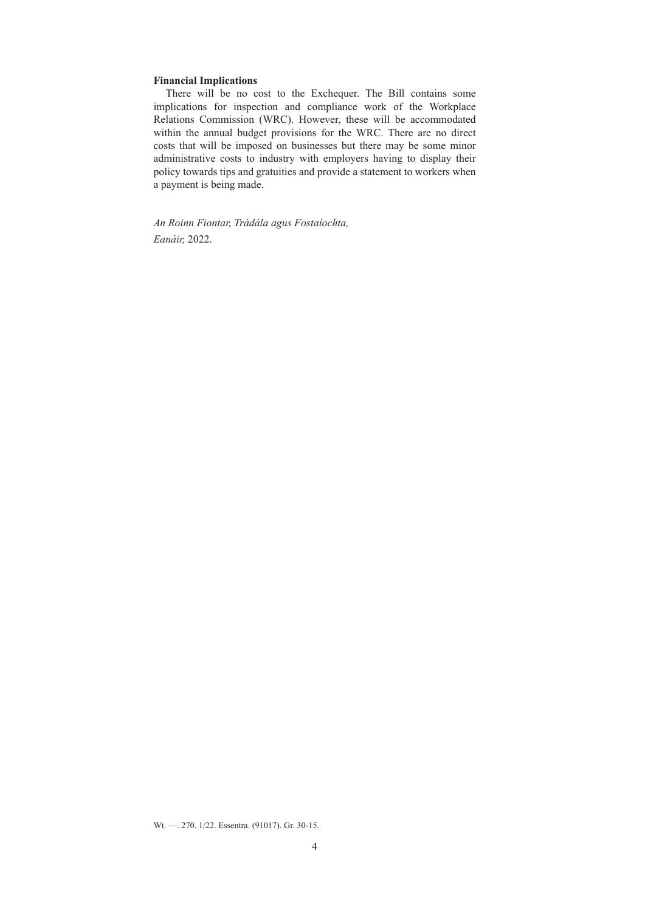**Financial Implications**

There will be no cost to the Exchequer. The Bill contains some implications for inspection and compliance work of the Workplace Relations Commission (WRC). However, these will be accommodated within the annual budget provisions for the WRC. There are no direct costs that will be imposed on businesses but there may be some minor administrative costs to industry with employers having to display their policy towards tips and gratuities and provide a statement to workers when a payment is being made.

*An Roinn Fiontar, Trádála agus Fostaíochta,*
*Eanáir,* 2022.

Wt. —. 270. 1/22. Essentra. (91017). Gr. 30-15.